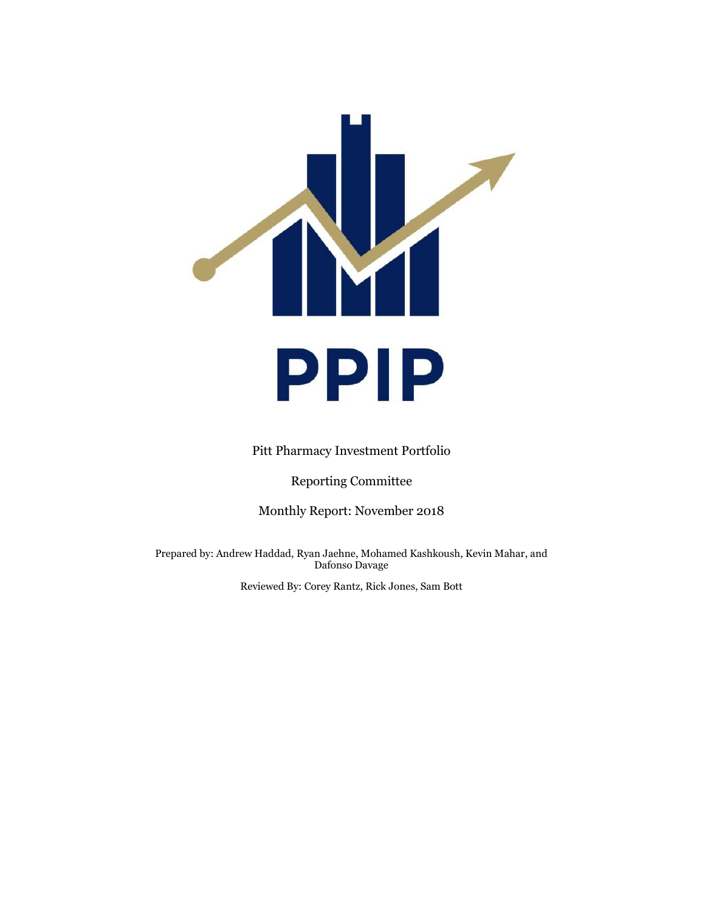# PPIP

Pitt Pharmacy Investment Portfolio

Reporting Committee

Monthly Report: November 2018

Prepared by: Andrew Haddad, Ryan Jaehne, Mohamed Kashkoush, Kevin Mahar, and Dafonso Davage

Reviewed By: Corey Rantz, Rick Jones, Sam Bott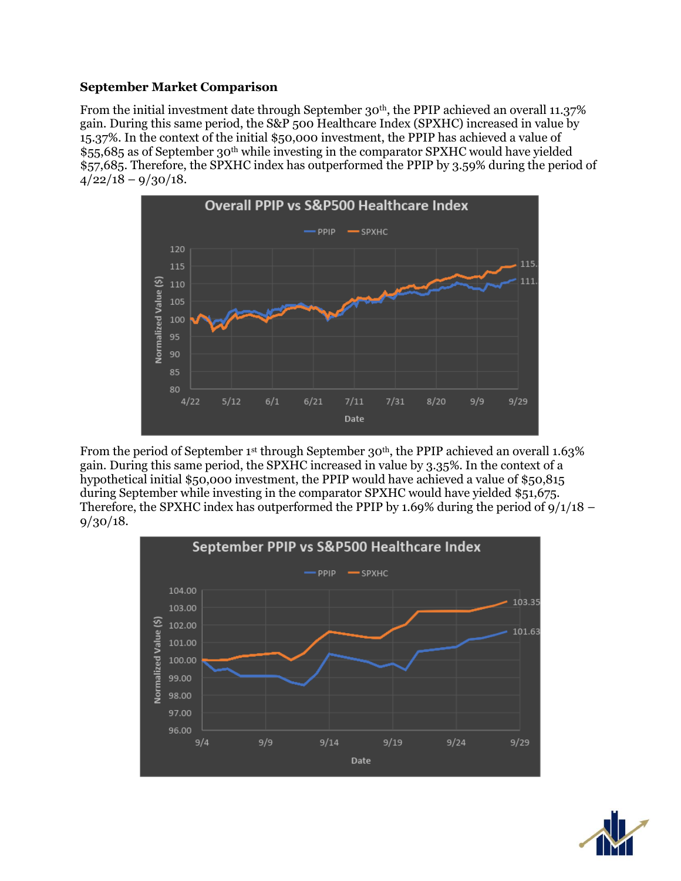**September Market Comparison**

From the initial investment date through September 30th, the PPIP achieved an overall 11.37% gain. During this same period, the S&P 500 Healthcare Index (SPXHC) increased in value by 15.37%. In the context of the initial $50,000 investment, the PPIP has achieved a value of $55,685 as of September 30th while investing in the comparator SPXHC would have yielded $57,685. Therefore, the SPXHC index has outperformed the PPIP by 3.59% during the period of 4/22/18 – 9/30/18.

From the period of September 1st through September 30th, the PPIP achieved an overall 1.63% gain. During this same period, the SPXHC increased in value by 3.35%. In the context of a hypothetical initial $50,000 investment, the PPIP would have achieved a value of $50,815 during September while investing in the comparator SPXHC would have yielded $51,675. Therefore, the SPXHC index has outperformed the PPIP by 1.69% during the period of 9/1/18 – 9/30/18.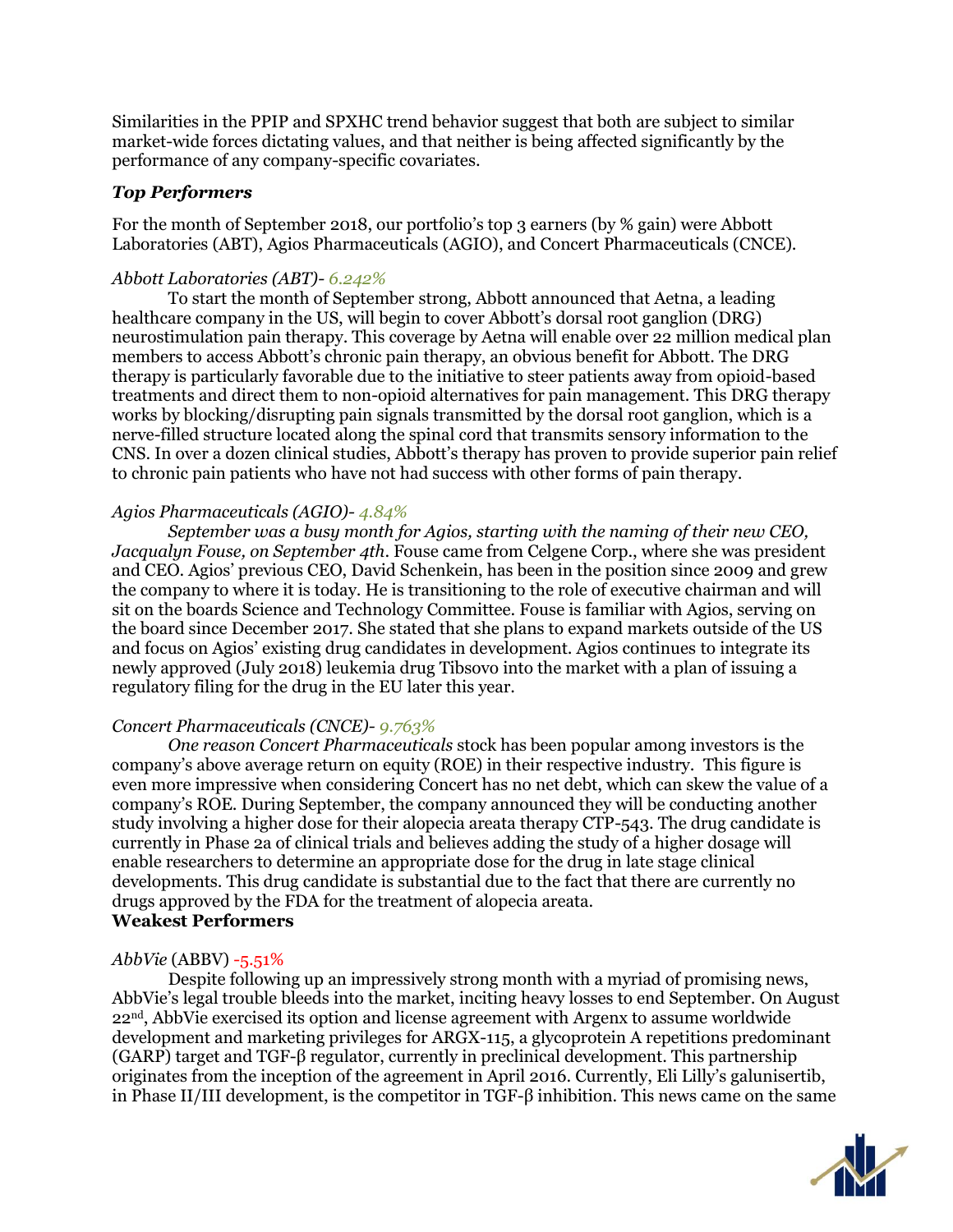Similarities in the PPIP and SPXHC trend behavior suggest that both are subject to similar market-wide forces dictating values, and that neither is being affected significantly by the performance of any company-specific covariates.

### *Top Performers*

For the month of September 2018, our portfolio's top 3 earners (by % gain) were Abbott Laboratories (ABT), Agios Pharmaceuticals (AGIO), and Concert Pharmaceuticals (CNCE).

*Abbott Laboratories (ABT)- 6.242%*

To start the month of September strong, Abbott announced that Aetna, a leading healthcare company in the US, will begin to cover Abbott's dorsal root ganglion (DRG) neurostimulation pain therapy. This coverage by Aetna will enable over 22 million medical plan members to access Abbott's chronic pain therapy, an obvious benefit for Abbott. The DRG therapy is particularly favorable due to the initiative to steer patients away from opioid-based treatments and direct them to non-opioid alternatives for pain management. This DRG therapy works by blocking/disrupting pain signals transmitted by the dorsal root ganglion, which is a nerve-filled structure located along the spinal cord that transmits sensory information to the CNS. In over a dozen clinical studies, Abbott's therapy has proven to provide superior pain relief to chronic pain patients who have not had success with other forms of pain therapy.

*Agios Pharmaceuticals (AGIO)- 4.84%*

*September was a busy month for Agios, starting with the naming of their new CEO, Jacqualyn Fouse, on September 4th*. Fouse came from Celgene Corp., where she was president and CEO. Agios' previous CEO, David Schenkein, has been in the position since 2009 and grew the company to where it is today. He is transitioning to the role of executive chairman and will sit on the boards Science and Technology Committee. Fouse is familiar with Agios, serving on the board since December 2017. She stated that she plans to expand markets outside of the US and focus on Agios' existing drug candidates in development. Agios continues to integrate its newly approved (July 2018) leukemia drug Tibsovo into the market with a plan of issuing a regulatory filing for the drug in the EU later this year.

*Concert Pharmaceuticals (CNCE)- 9.763%*

*One reason Concert Pharmaceuticals* stock has been popular among investors is the company's above average return on equity (ROE) in their respective industry. This figure is even more impressive when considering Concert has no net debt, which can skew the value of a company's ROE. During September, the company announced they will be conducting another study involving a higher dose for their alopecia areata therapy CTP-543. The drug candidate is currently in Phase 2a of clinical trials and believes adding the study of a higher dosage will enable researchers to determine an appropriate dose for the drug in late stage clinical developments. This drug candidate is substantial due to the fact that there are currently no drugs approved by the FDA for the treatment of alopecia areata.

### Weakest Performers

*AbbVie* (ABBV) -5.51%

Despite following up an impressively strong month with a myriad of promising news, AbbVie's legal trouble bleeds into the market, inciting heavy losses to end September. On August 22nd, AbbVie exercised its option and license agreement with Argenx to assume worldwide development and marketing privileges for ARGX-115, a glycoprotein A repetitions predominant (GARP) target and TGF-β regulator, currently in preclinical development. This partnership originates from the inception of the agreement in April 2016. Currently, Eli Lilly's galunisertib, in Phase II/III development, is the competitor in TGF-β inhibition. This news came on the same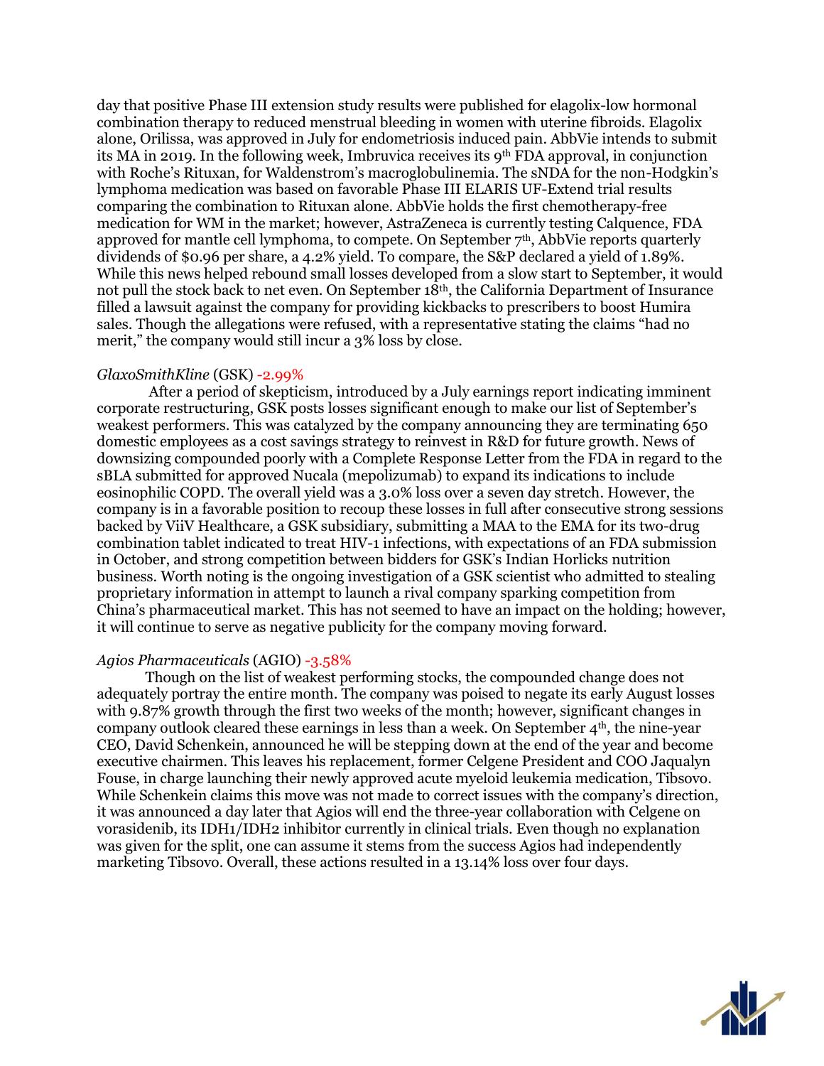day that positive Phase III extension study results were published for elagolix-low hormonal combination therapy to reduced menstrual bleeding in women with uterine fibroids. Elagolix alone, Orilissa, was approved in July for endometriosis induced pain. AbbVie intends to submit its MA in 2019. In the following week, Imbruvica receives its 9th FDA approval, in conjunction with Roche's Rituxan, for Waldenstrom's macroglobulinemia. The sNDA for the non-Hodgkin's lymphoma medication was based on favorable Phase III ELARIS UF-Extend trial results comparing the combination to Rituxan alone. AbbVie holds the first chemotherapy-free medication for WM in the market; however, AstraZeneca is currently testing Calquence, FDA approved for mantle cell lymphoma, to compete. On September 7th, AbbVie reports quarterly dividends of $0.96 per share, a 4.2% yield. To compare, the S&P declared a yield of 1.89%. While this news helped rebound small losses developed from a slow start to September, it would not pull the stock back to net even. On September 18th, the California Department of Insurance filled a lawsuit against the company for providing kickbacks to prescribers to boost Humira sales. Though the allegations were refused, with a representative stating the claims "had no merit," the company would still incur a 3% loss by close.

*GlaxoSmithKline* (GSK) -2.99%

After a period of skepticism, introduced by a July earnings report indicating imminent corporate restructuring, GSK posts losses significant enough to make our list of September's weakest performers. This was catalyzed by the company announcing they are terminating 650 domestic employees as a cost savings strategy to reinvest in R&D for future growth. News of downsizing compounded poorly with a Complete Response Letter from the FDA in regard to the sBLA submitted for approved Nucala (mepolizumab) to expand its indications to include eosinophilic COPD. The overall yield was a 3.0% loss over a seven day stretch. However, the company is in a favorable position to recoup these losses in full after consecutive strong sessions backed by ViiV Healthcare, a GSK subsidiary, submitting a MAA to the EMA for its two-drug combination tablet indicated to treat HIV-1 infections, with expectations of an FDA submission in October, and strong competition between bidders for GSK's Indian Horlicks nutrition business. Worth noting is the ongoing investigation of a GSK scientist who admitted to stealing proprietary information in attempt to launch a rival company sparking competition from China's pharmaceutical market. This has not seemed to have an impact on the holding; however, it will continue to serve as negative publicity for the company moving forward.

*Agios Pharmaceuticals* (AGIO) -3.58%

Though on the list of weakest performing stocks, the compounded change does not adequately portray the entire month. The company was poised to negate its early August losses with 9.87% growth through the first two weeks of the month; however, significant changes in company outlook cleared these earnings in less than a week. On September 4th, the nine-year CEO, David Schenkein, announced he will be stepping down at the end of the year and become executive chairmen. This leaves his replacement, former Celgene President and COO Jaqualyn Fouse, in charge launching their newly approved acute myeloid leukemia medication, Tibsovo. While Schenkein claims this move was not made to correct issues with the company's direction, it was announced a day later that Agios will end the three-year collaboration with Celgene on vorasidenib, its IDH1/IDH2 inhibitor currently in clinical trials. Even though no explanation was given for the split, one can assume it stems from the success Agios had independently marketing Tibsovo. Overall, these actions resulted in a 13.14% loss over four days.